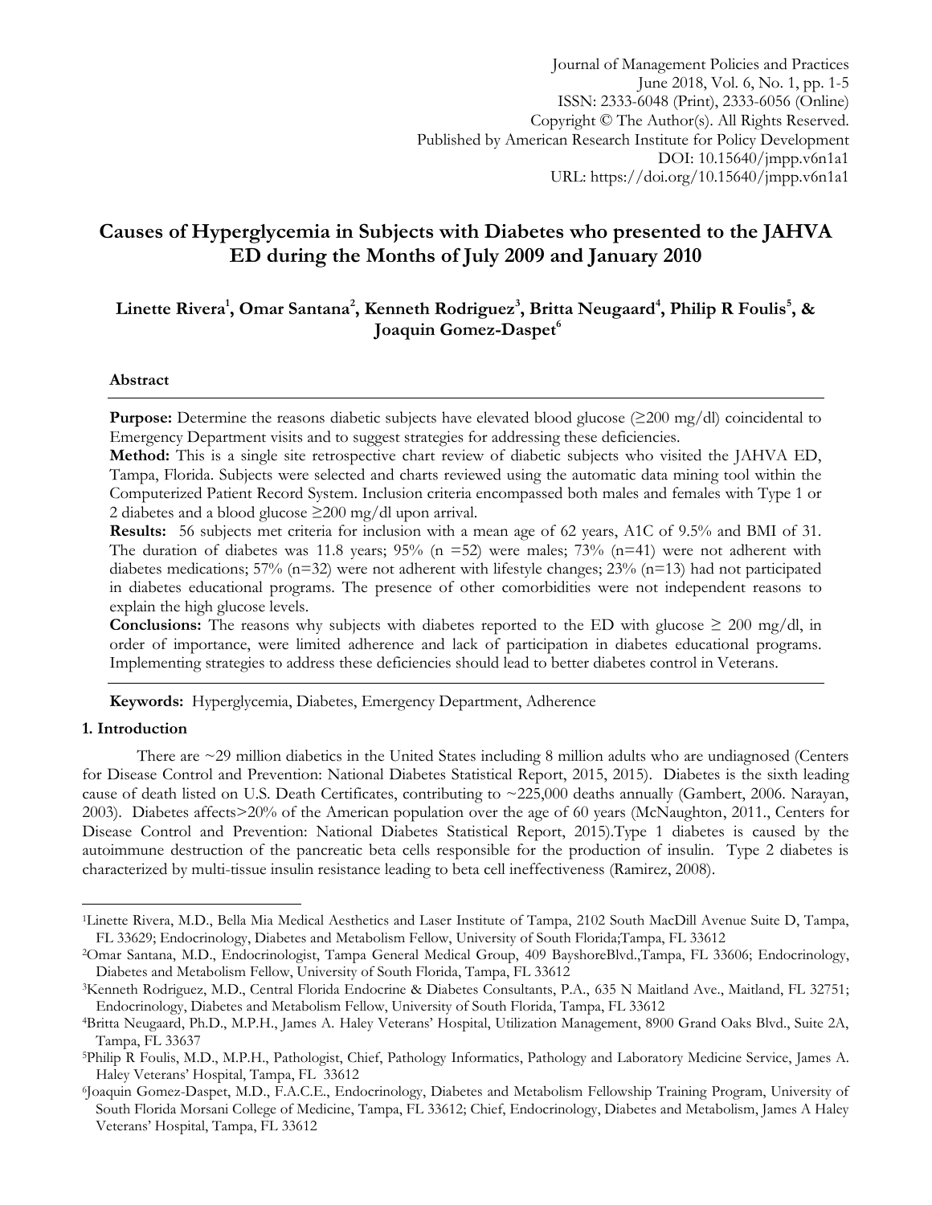Journal of Management Policies and Practices
June 2018, Vol. 6, No. 1, pp. 1-5
ISSN: 2333-6048 (Print), 2333-6056 (Online)
Copyright © The Author(s). All Rights Reserved.
Published by American Research Institute for Policy Development
DOI: 10.15640/jmpp.v6n1a1
URL: https://doi.org/10.15640/jmpp.v6n1a1

# Causes of Hyperglycemia in Subjects with Diabetes who presented to the JAHVA ED during the Months of July 2009 and January 2010

**Linette Rivera[1], Omar Santana[2], Kenneth Rodriguez[3], Britta Neugaard[4], Philip R Foulis[5], & Joaquin Gomez-Daspet[6]**

### Abstract

**Purpose:** Determine the reasons diabetic subjects have elevated blood glucose (≥200 mg/dl) coincidental to Emergency Department visits and to suggest strategies for addressing these deficiencies.

**Method:** This is a single site retrospective chart review of diabetic subjects who visited the JAHVA ED, Tampa, Florida. Subjects were selected and charts reviewed using the automatic data mining tool within the Computerized Patient Record System. Inclusion criteria encompassed both males and females with Type 1 or 2 diabetes and a blood glucose ≥200 mg/dl upon arrival.

**Results:** 56 subjects met criteria for inclusion with a mean age of 62 years, A1C of 9.5% and BMI of 31. The duration of diabetes was 11.8 years; 95% (n =52) were males; 73% (n=41) were not adherent with diabetes medications; 57% (n=32) were not adherent with lifestyle changes; 23% (n=13) had not participated in diabetes educational programs. The presence of other comorbidities were not independent reasons to explain the high glucose levels.

**Conclusions:** The reasons why subjects with diabetes reported to the ED with glucose ≥ 200 mg/dl, in order of importance, were limited adherence and lack of participation in diabetes educational programs. Implementing strategies to address these deficiencies should lead to better diabetes control in Veterans.

**Keywords:** Hyperglycemia, Diabetes, Emergency Department, Adherence

## 1. Introduction

There are ~29 million diabetics in the United States including 8 million adults who are undiagnosed (Centers for Disease Control and Prevention: National Diabetes Statistical Report, 2015, 2015). Diabetes is the sixth leading cause of death listed on U.S. Death Certificates, contributing to ~225,000 deaths annually (Gambert, 2006. Narayan, 2003). Diabetes affects>20% of the American population over the age of 60 years (McNaughton, 2011., Centers for Disease Control and Prevention: National Diabetes Statistical Report, 2015).Type 1 diabetes is caused by the autoimmune destruction of the pancreatic beta cells responsible for the production of insulin. Type 2 diabetes is characterized by multi-tissue insulin resistance leading to beta cell ineffectiveness (Ramirez, 2008).

---

[1]Linette Rivera, M.D., Bella Mia Medical Aesthetics and Laser Institute of Tampa, 2102 South MacDill Avenue Suite D, Tampa, FL 33629; Endocrinology, Diabetes and Metabolism Fellow, University of South Florida;Tampa, FL 33612

[2]Omar Santana, M.D., Endocrinologist, Tampa General Medical Group, 409 BayshoreBlvd.,Tampa, FL 33606; Endocrinology, Diabetes and Metabolism Fellow, University of South Florida, Tampa, FL 33612

[3]Kenneth Rodriguez, M.D., Central Florida Endocrine & Diabetes Consultants, P.A., 635 N Maitland Ave., Maitland, FL 32751; Endocrinology, Diabetes and Metabolism Fellow, University of South Florida, Tampa, FL 33612

[4]Britta Neugaard, Ph.D., M.P.H., James A. Haley Veterans' Hospital, Utilization Management, 8900 Grand Oaks Blvd., Suite 2A, Tampa, FL 33637

[5]Philip R Foulis, M.D., M.P.H., Pathologist, Chief, Pathology Informatics, Pathology and Laboratory Medicine Service, James A. Haley Veterans' Hospital, Tampa, FL 33612

[6]Joaquin Gomez-Daspet, M.D., F.A.C.E., Endocrinology, Diabetes and Metabolism Fellowship Training Program, University of South Florida Morsani College of Medicine, Tampa, FL 33612; Chief, Endocrinology, Diabetes and Metabolism, James A Haley Veterans' Hospital, Tampa, FL 33612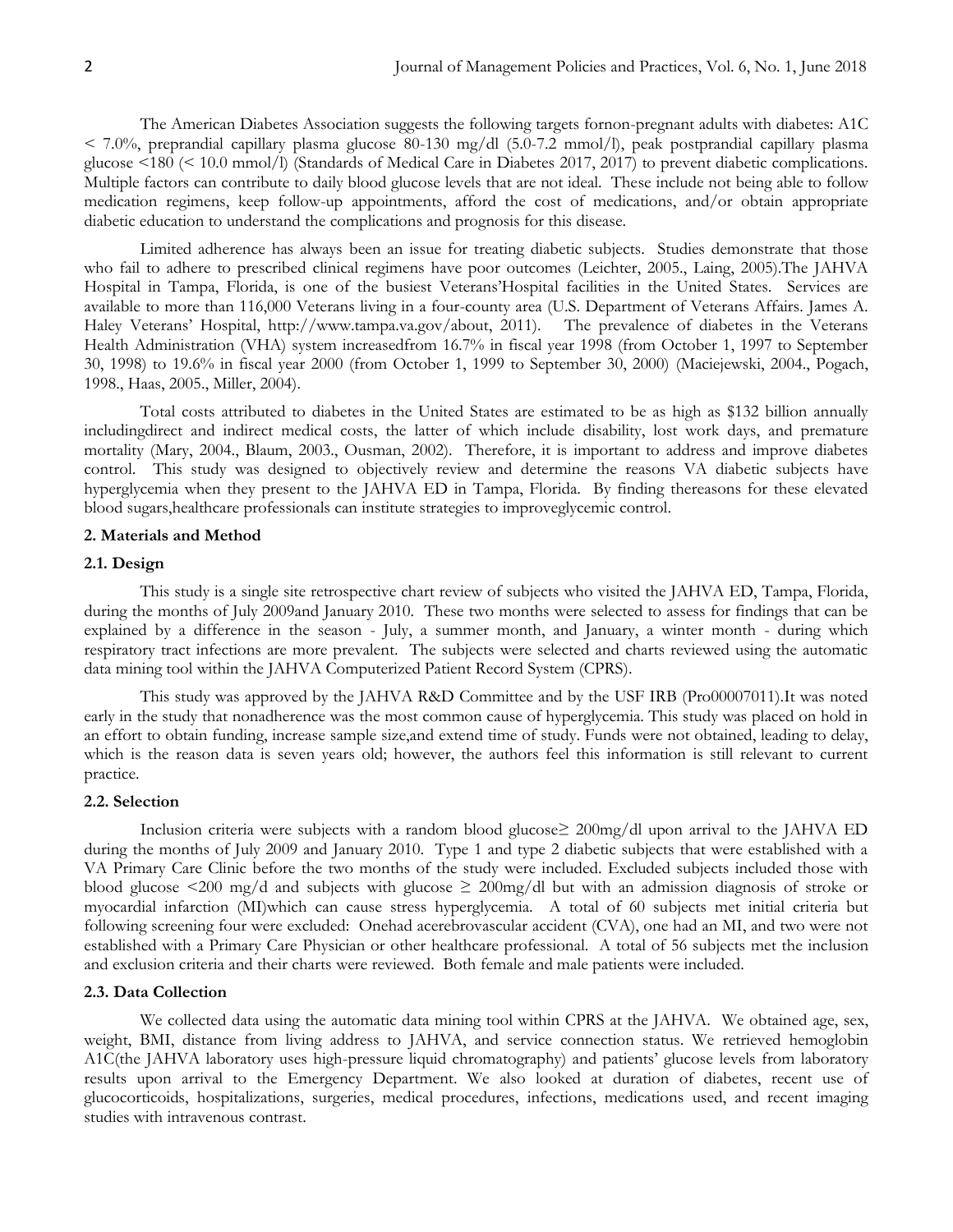The American Diabetes Association suggests the following targets fornon-pregnant adults with diabetes: A1C < 7.0%, preprandial capillary plasma glucose 80-130 mg/dl (5.0-7.2 mmol/l), peak postprandial capillary plasma glucose <180 (< 10.0 mmol/l) (Standards of Medical Care in Diabetes 2017, 2017) to prevent diabetic complications. Multiple factors can contribute to daily blood glucose levels that are not ideal. These include not being able to follow medication regimens, keep follow-up appointments, afford the cost of medications, and/or obtain appropriate diabetic education to understand the complications and prognosis for this disease.

Limited adherence has always been an issue for treating diabetic subjects. Studies demonstrate that those who fail to adhere to prescribed clinical regimens have poor outcomes (Leichter, 2005., Laing, 2005).The JAHVA Hospital in Tampa, Florida, is one of the busiest Veterans'Hospital facilities in the United States. Services are available to more than 116,000 Veterans living in a four-county area (U.S. Department of Veterans Affairs. James A. Haley Veterans' Hospital, http://www.tampa.va.gov/about, 2011). The prevalence of diabetes in the Veterans Health Administration (VHA) system increasedfrom 16.7% in fiscal year 1998 (from October 1, 1997 to September 30, 1998) to 19.6% in fiscal year 2000 (from October 1, 1999 to September 30, 2000) (Maciejewski, 2004., Pogach, 1998., Haas, 2005., Miller, 2004).

Total costs attributed to diabetes in the United States are estimated to be as high as $132 billion annually includingdirect and indirect medical costs, the latter of which include disability, lost work days, and premature mortality (Mary, 2004., Blaum, 2003., Ousman, 2002). Therefore, it is important to address and improve diabetes control. This study was designed to objectively review and determine the reasons VA diabetic subjects have hyperglycemia when they present to the JAHVA ED in Tampa, Florida. By finding thereasons for these elevated blood sugars,healthcare professionals can institute strategies to improveglycemic control.

## 2. Materials and Method

### 2.1. Design

This study is a single site retrospective chart review of subjects who visited the JAHVA ED, Tampa, Florida, during the months of July 2009and January 2010. These two months were selected to assess for findings that can be explained by a difference in the season - July, a summer month, and January, a winter month - during which respiratory tract infections are more prevalent. The subjects were selected and charts reviewed using the automatic data mining tool within the JAHVA Computerized Patient Record System (CPRS).

This study was approved by the JAHVA R&D Committee and by the USF IRB (Pro00007011).It was noted early in the study that nonadherence was the most common cause of hyperglycemia. This study was placed on hold in an effort to obtain funding, increase sample size,and extend time of study. Funds were not obtained, leading to delay, which is the reason data is seven years old; however, the authors feel this information is still relevant to current practice.

### 2.2. Selection

Inclusion criteria were subjects with a random blood glucose≥ 200mg/dl upon arrival to the JAHVA ED during the months of July 2009 and January 2010. Type 1 and type 2 diabetic subjects that were established with a VA Primary Care Clinic before the two months of the study were included. Excluded subjects included those with blood glucose <200 mg/d and subjects with glucose ≥ 200mg/dl but with an admission diagnosis of stroke or myocardial infarction (MI)which can cause stress hyperglycemia. A total of 60 subjects met initial criteria but following screening four were excluded: Onehad acerebrovascular accident (CVA), one had an MI, and two were not established with a Primary Care Physician or other healthcare professional. A total of 56 subjects met the inclusion and exclusion criteria and their charts were reviewed. Both female and male patients were included.

### 2.3. Data Collection

We collected data using the automatic data mining tool within CPRS at the JAHVA. We obtained age, sex, weight, BMI, distance from living address to JAHVA, and service connection status. We retrieved hemoglobin A1C(the JAHVA laboratory uses high-pressure liquid chromatography) and patients' glucose levels from laboratory results upon arrival to the Emergency Department. We also looked at duration of diabetes, recent use of glucocorticoids, hospitalizations, surgeries, medical procedures, infections, medications used, and recent imaging studies with intravenous contrast.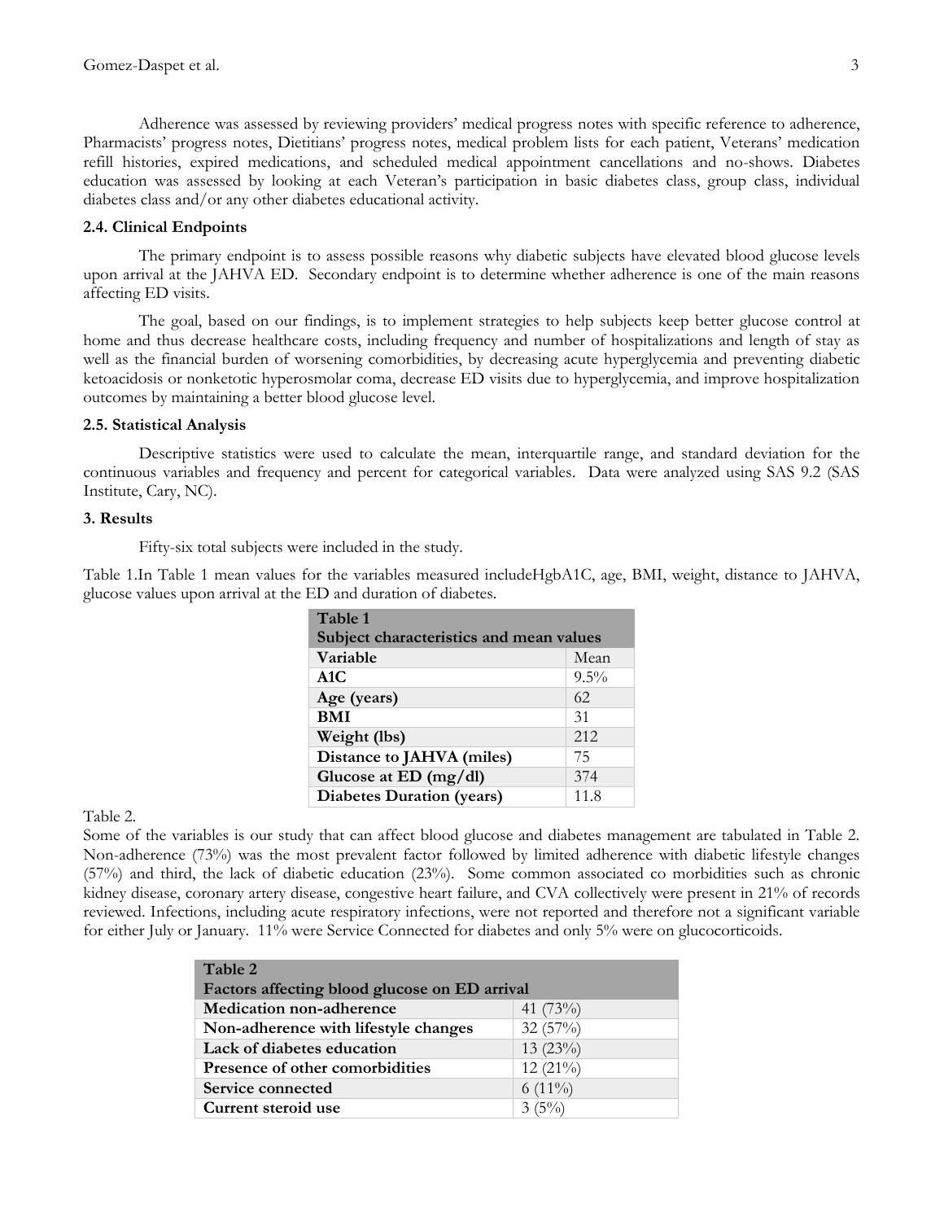Adherence was assessed by reviewing providers' medical progress notes with specific reference to adherence, Pharmacists' progress notes, Dietitians' progress notes, medical problem lists for each patient, Veterans' medication refill histories, expired medications, and scheduled medical appointment cancellations and no-shows. Diabetes education was assessed by looking at each Veteran's participation in basic diabetes class, group class, individual diabetes class and/or any other diabetes educational activity.

### 2.4. Clinical Endpoints

The primary endpoint is to assess possible reasons why diabetic subjects have elevated blood glucose levels upon arrival at the JAHVA ED. Secondary endpoint is to determine whether adherence is one of the main reasons affecting ED visits.

The goal, based on our findings, is to implement strategies to help subjects keep better glucose control at home and thus decrease healthcare costs, including frequency and number of hospitalizations and length of stay as well as the financial burden of worsening comorbidities, by decreasing acute hyperglycemia and preventing diabetic ketoacidosis or nonketotic hyperosmolar coma, decrease ED visits due to hyperglycemia, and improve hospitalization outcomes by maintaining a better blood glucose level.

### 2.5. Statistical Analysis

Descriptive statistics were used to calculate the mean, interquartile range, and standard deviation for the continuous variables and frequency and percent for categorical variables. Data were analyzed using SAS 9.2 (SAS Institute, Cary, NC).

## 3. Results

Fifty-six total subjects were included in the study.

Table 1.In Table 1 mean values for the variables measured includeHgbA1C, age, BMI, weight, distance to JAHVA, glucose values upon arrival at the ED and duration of diabetes.

| **Table 1<br>Subject characteristics and mean values** | |
|---|---|
| **Variable** | Mean |
| **A1C** | 9.5% |
| **Age (years)** | 62 |
| **BMI** | 31 |
| **Weight (lbs)** | 212 |
| **Distance to JAHVA (miles)** | 75 |
| **Glucose at ED (mg/dl)** | 374 |
| **Diabetes Duration (years)** | 11.8 |

Table 2.

Some of the variables is our study that can affect blood glucose and diabetes management are tabulated in Table 2. Non-adherence (73%) was the most prevalent factor followed by limited adherence with diabetic lifestyle changes (57%) and third, the lack of diabetic education (23%). Some common associated co morbidities such as chronic kidney disease, coronary artery disease, congestive heart failure, and CVA collectively were present in 21% of records reviewed. Infections, including acute respiratory infections, were not reported and therefore not a significant variable for either July or January. 11% were Service Connected for diabetes and only 5% were on glucocorticoids.

| **Table 2<br>Factors affecting blood glucose on ED arrival** | |
|---|---|
| **Medication non-adherence** | 41 (73%) |
| **Non-adherence with lifestyle changes** | 32 (57%) |
| **Lack of diabetes education** | 13 (23%) |
| **Presence of other comorbidities** | 12 (21%) |
| **Service connected** | 6 (11%) |
| **Current steroid use** | 3 (5%) |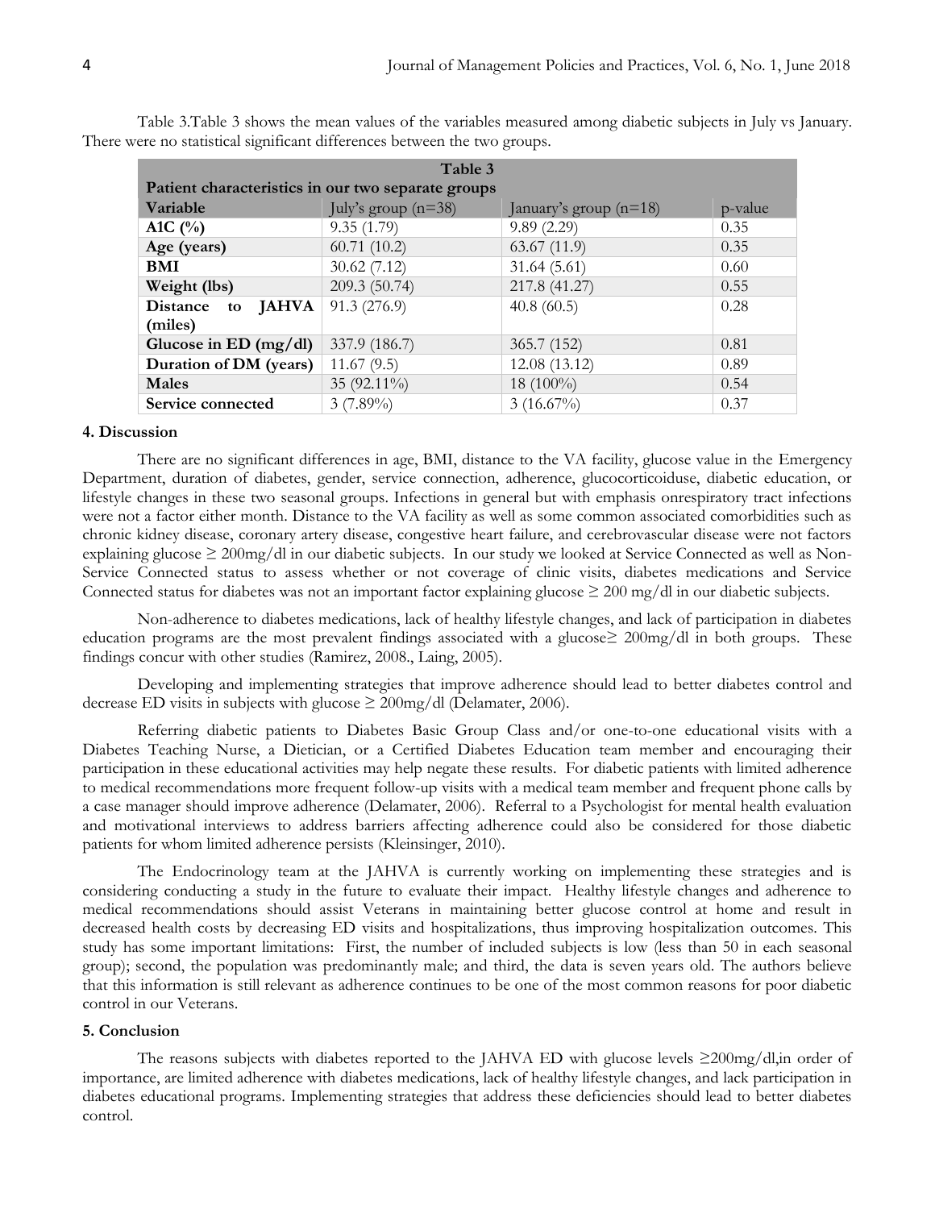Table 3.Table 3 shows the mean values of the variables measured among diabetic subjects in July vs January. There were no statistical significant differences between the two groups.

| **Table 3** | | | |
|---|---|---|---|
| **Patient characteristics in our two separate groups** | | | |
| **Variable** | July's group (n=38) | January's group (n=18) | p-value |
| **A1C (%)** | 9.35 (1.79) | 9.89 (2.29) | 0.35 |
| **Age (years)** | 60.71 (10.2) | 63.67 (11.9) | 0.35 |
| **BMI** | 30.62 (7.12) | 31.64 (5.61) | 0.60 |
| **Weight (lbs)** | 209.3 (50.74) | 217.8 (41.27) | 0.55 |
| **Distance to JAHVA (miles)** | 91.3 (276.9) | 40.8 (60.5) | 0.28 |
| **Glucose in ED (mg/dl)** | 337.9 (186.7) | 365.7 (152) | 0.81 |
| **Duration of DM (years)** | 11.67 (9.5) | 12.08 (13.12) | 0.89 |
| **Males** | 35 (92.11%) | 18 (100%) | 0.54 |
| **Service connected** | 3 (7.89%) | 3 (16.67%) | 0.37 |

## 4. Discussion

There are no significant differences in age, BMI, distance to the VA facility, glucose value in the Emergency Department, duration of diabetes, gender, service connection, adherence, glucocorticoiduse, diabetic education, or lifestyle changes in these two seasonal groups. Infections in general but with emphasis onrespiratory tract infections were not a factor either month. Distance to the VA facility as well as some common associated comorbidities such as chronic kidney disease, coronary artery disease, congestive heart failure, and cerebrovascular disease were not factors explaining glucose ≥ 200mg/dl in our diabetic subjects. In our study we looked at Service Connected as well as Non-Service Connected status to assess whether or not coverage of clinic visits, diabetes medications and Service Connected status for diabetes was not an important factor explaining glucose ≥ 200 mg/dl in our diabetic subjects.

Non-adherence to diabetes medications, lack of healthy lifestyle changes, and lack of participation in diabetes education programs are the most prevalent findings associated with a glucose≥ 200mg/dl in both groups. These findings concur with other studies (Ramirez, 2008., Laing, 2005).

Developing and implementing strategies that improve adherence should lead to better diabetes control and decrease ED visits in subjects with glucose ≥ 200mg/dl (Delamater, 2006).

Referring diabetic patients to Diabetes Basic Group Class and/or one-to-one educational visits with a Diabetes Teaching Nurse, a Dietician, or a Certified Diabetes Education team member and encouraging their participation in these educational activities may help negate these results. For diabetic patients with limited adherence to medical recommendations more frequent follow-up visits with a medical team member and frequent phone calls by a case manager should improve adherence (Delamater, 2006). Referral to a Psychologist for mental health evaluation and motivational interviews to address barriers affecting adherence could also be considered for those diabetic patients for whom limited adherence persists (Kleinsinger, 2010).

The Endocrinology team at the JAHVA is currently working on implementing these strategies and is considering conducting a study in the future to evaluate their impact. Healthy lifestyle changes and adherence to medical recommendations should assist Veterans in maintaining better glucose control at home and result in decreased health costs by decreasing ED visits and hospitalizations, thus improving hospitalization outcomes. This study has some important limitations: First, the number of included subjects is low (less than 50 in each seasonal group); second, the population was predominantly male; and third, the data is seven years old. The authors believe that this information is still relevant as adherence continues to be one of the most common reasons for poor diabetic control in our Veterans.

## 5. Conclusion

The reasons subjects with diabetes reported to the JAHVA ED with glucose levels ≥200mg/dl,in order of importance, are limited adherence with diabetes medications, lack of healthy lifestyle changes, and lack participation in diabetes educational programs. Implementing strategies that address these deficiencies should lead to better diabetes control.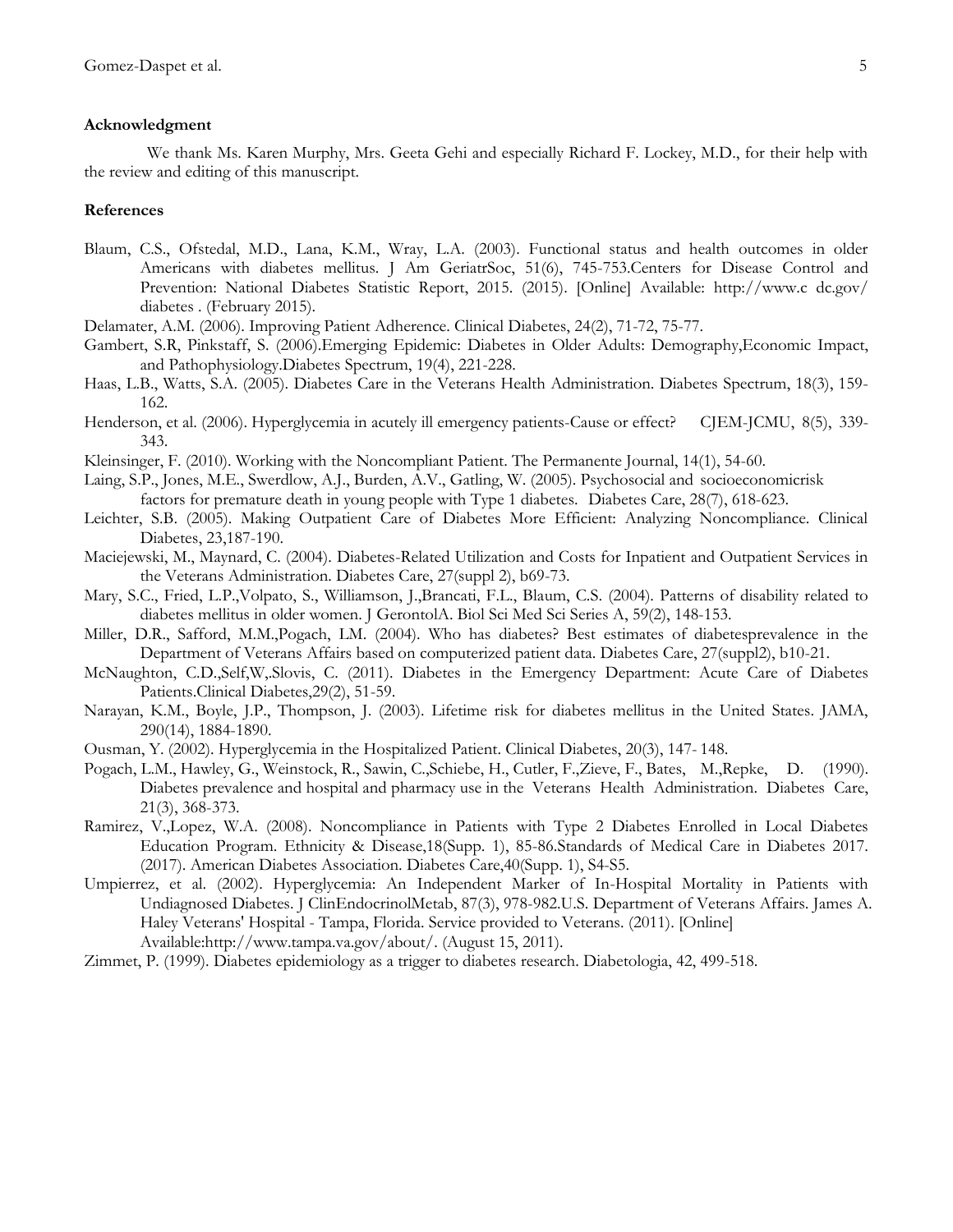### Acknowledgment

We thank Ms. Karen Murphy, Mrs. Geeta Gehi and especially Richard F. Lockey, M.D., for their help with the review and editing of this manuscript.

### References

Blaum, C.S., Ofstedal, M.D., Lana, K.M., Wray, L.A. (2003). Functional status and health outcomes in older Americans with diabetes mellitus. J Am GeriatrSoc, 51(6), 745-753.Centers for Disease Control and Prevention: National Diabetes Statistic Report, 2015. (2015). [Online] Available: http://www.c dc.gov/ diabetes . (February 2015).

Delamater, A.M. (2006). Improving Patient Adherence. Clinical Diabetes, 24(2), 71-72, 75-77.

Gambert, S.R, Pinkstaff, S. (2006).Emerging Epidemic: Diabetes in Older Adults: Demography,Economic Impact, and Pathophysiology.Diabetes Spectrum, 19(4), 221-228.

Haas, L.B., Watts, S.A. (2005). Diabetes Care in the Veterans Health Administration. Diabetes Spectrum, 18(3), 159-162.

Henderson, et al. (2006). Hyperglycemia in acutely ill emergency patients-Cause or effect? CJEM-JCMU, 8(5), 339-343.

Kleinsinger, F. (2010). Working with the Noncompliant Patient. The Permanente Journal, 14(1), 54-60.

Laing, S.P., Jones, M.E., Swerdlow, A.J., Burden, A.V., Gatling, W. (2005). Psychosocial and socioeconomicrisk factors for premature death in young people with Type 1 diabetes. Diabetes Care, 28(7), 618-623.

Leichter, S.B. (2005). Making Outpatient Care of Diabetes More Efficient: Analyzing Noncompliance. Clinical Diabetes, 23,187-190.

Maciejewski, M., Maynard, C. (2004). Diabetes-Related Utilization and Costs for Inpatient and Outpatient Services in the Veterans Administration. Diabetes Care, 27(suppl 2), b69-73.

Mary, S.C., Fried, L.P.,Volpato, S., Williamson, J.,Brancati, F.L., Blaum, C.S. (2004). Patterns of disability related to diabetes mellitus in older women. J GerontolA. Biol Sci Med Sci Series A, 59(2), 148-153.

Miller, D.R., Safford, M.M.,Pogach, LM. (2004). Who has diabetes? Best estimates of diabetesprevalence in the Department of Veterans Affairs based on computerized patient data. Diabetes Care, 27(suppl2), b10-21.

McNaughton, C.D.,Self,W,.Slovis, C. (2011). Diabetes in the Emergency Department: Acute Care of Diabetes Patients.Clinical Diabetes,29(2), 51-59.

Narayan, K.M., Boyle, J.P., Thompson, J. (2003). Lifetime risk for diabetes mellitus in the United States. JAMA, 290(14), 1884-1890.

Ousman, Y. (2002). Hyperglycemia in the Hospitalized Patient. Clinical Diabetes, 20(3), 147- 148.

Pogach, L.M., Hawley, G., Weinstock, R., Sawin, C.,Schiebe, H., Cutler, F.,Zieve, F., Bates, M.,Repke, D. (1990). Diabetes prevalence and hospital and pharmacy use in the Veterans Health Administration. Diabetes Care, 21(3), 368-373.

Ramirez, V.,Lopez, W.A. (2008). Noncompliance in Patients with Type 2 Diabetes Enrolled in Local Diabetes Education Program. Ethnicity & Disease,18(Supp. 1), 85-86.Standards of Medical Care in Diabetes 2017. (2017). American Diabetes Association. Diabetes Care,40(Supp. 1), S4-S5.

Umpierrez, et al. (2002). Hyperglycemia: An Independent Marker of In-Hospital Mortality in Patients with Undiagnosed Diabetes. J ClinEndocrinolMetab, 87(3), 978-982.U.S. Department of Veterans Affairs. James A. Haley Veterans' Hospital - Tampa, Florida. Service provided to Veterans. (2011). [Online] Available:http://www.tampa.va.gov/about/. (August 15, 2011).

Zimmet, P. (1999). Diabetes epidemiology as a trigger to diabetes research. Diabetologia, 42, 499-518.